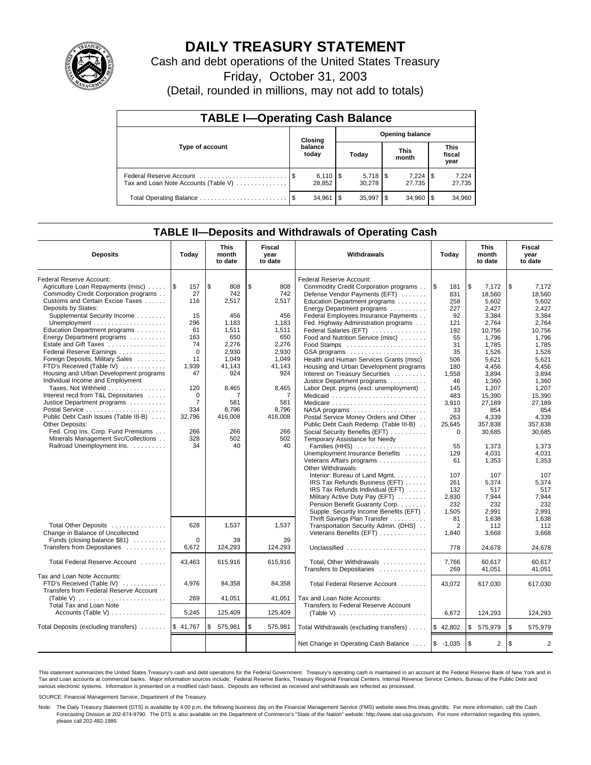# DAILY TREASURY STATEMENT

Cash and debt operations of the United States Treasury

Friday, October 31, 2003

(Detail, rounded in millions, may not add to totals)

| TABLE I—Operating Cash Balance | | | | |
|---|---|---|---|---|
| Type of account | Closing balance today | Opening balance | | |
| | | Today | This month | This fiscal year |
| Federal Reserve Account | $ 6,110 | $ 5,718 | $ 7,224 | $ 7,224 |
| Tax and Loan Note Accounts (Table V) | 28,852 | 30,278 | 27,735 | 27,735 |
| Total Operating Balance | $ 34,961 | $ 35,997 | $ 34,960 | $ 34,960 |

## TABLE II—Deposits and Withdrawals of Operating Cash

| Deposits | Today | This month to date | Fiscal year to date | Withdrawals | Today | This month to date | Fiscal year to date |
|---|---|---|---|---|---|---|---|
| Federal Reserve Account: | | | | Federal Reserve Account: | | | |
| Agriculture Loan Repayments (misc) | $ 157 | $ 808 | $ 808 | Commodity Credit Corporation programs | $ 181 | $ 7,172 | $ 7,172 |
| Commodity Credit Corporation programs | 27 | 742 | 742 | Defense Vendor Payments (EFT) | 831 | 18,560 | 18,560 |
| Customs and Certain Excise Taxes | 116 | 2,517 | 2,517 | Education Department programs | 258 | 5,602 | 5,602 |
| Deposits by States: | | | | Energy Department programs | 227 | 2,427 | 2,427 |
| Supplemental Security Income | 15 | 456 | 456 | Federal Employees Insurance Payments | 92 | 3,384 | 3,384 |
| Unemployment | 296 | 1,183 | 1,183 | Fed. Highway Administration programs | 121 | 2,764 | 2,764 |
| Education Department programs | 61 | 1,511 | 1,511 | Federal Salaries (EFT) | 192 | 10,756 | 10,756 |
| Energy Department programs | 163 | 650 | 650 | Food and Nutrition Service (misc) | 55 | 1,796 | 1,796 |
| Estate and Gift Taxes | 74 | 2,276 | 2,276 | Food Stamps | 31 | 1,785 | 1,785 |
| Federal Reserve Earnings | 0 | 2,930 | 2,930 | GSA programs | 35 | 1,526 | 1,526 |
| Foreign Deposits, Military Sales | 11 | 1,049 | 1,049 | Health and Human Services Grants (misc) | 506 | 5,621 | 5,621 |
| FTD's Received (Table IV) | 1,939 | 41,143 | 41,143 | Housing and Urban Development programs | 180 | 4,456 | 4,456 |
| Housing and Urban Development programs | 47 | 924 | 924 | Interest on Treasury Securities | 1,558 | 3,894 | 3,894 |
| Individual Income and Employment | | | | Justice Department programs | 46 | 1,360 | 1,360 |
| Taxes, Not Withheld | 120 | 8,465 | 8,465 | Labor Dept. prgms (excl. unemployment) | 145 | 1,207 | 1,207 |
| Interest recd from T&L Depositaries | 0 | 7 | 7 | Medicaid | 483 | 15,390 | 15,390 |
| Justice Department programs | 7 | 581 | 581 | Medicare | 3,910 | 27,189 | 27,189 |
| Postal Service | 334 | 8,796 | 8,796 | NASA programs | 33 | 854 | 854 |
| Public Debt Cash Issues (Table III-B) | 32,796 | 416,008 | 416,008 | Postal Service Money Orders and Other | 263 | 4,339 | 4,339 |
| Other Deposits: | | | | Public Debt Cash Redemp. (Table III-B) | 25,645 | 357,838 | 357,838 |
| Fed. Crop Ins. Corp. Fund Premiums | 266 | 266 | 266 | Social Security Benefits (EFT) | 0 | 30,685 | 30,685 |
| Minerals Management Svc/Collections | 328 | 502 | 502 | Temporary Assistance for Needy | | | |
| Railroad Unemployment Ins. | 34 | 40 | 40 | Families (HHS) | 55 | 1,373 | 1,373 |
| | | | | Unemployment Insurance Benefits | 129 | 4,031 | 4,031 |
| | | | | Veterans Affairs programs | 61 | 1,353 | 1,353 |
| | | | | Other Withdrawals: | | | |
| | | | | Interior: Bureau of Land Mgmt. | 107 | 107 | 107 |
| | | | | IRS Tax Refunds Business (EFT) | 261 | 5,374 | 5,374 |
| | | | | IRS Tax Refunds Individual (EFT) | 132 | 517 | 517 |
| | | | | Military Active Duty Pay (EFT) | 2,830 | 7,944 | 7,944 |
| | | | | Pension Benefit Guaranty Corp. | 232 | 232 | 232 |
| | | | | Supple. Security Income Benefits (EFT) | 1,505 | 2,991 | 2,991 |
| | | | | Thrift Savings Plan Transfer | 81 | 1,638 | 1,638 |
| Total Other Deposits | 628 | 1,537 | 1,537 | Transportation Security Admin. (DHS) | 2 | 112 | 112 |
| Change in Balance of Uncollected | | | | Veterans Benefits (EFT) | 1,840 | 3,668 | 3,668 |
| Funds (closing balance $81) | 0 | 39 | 39 | | | | |
| Transfers from Depositaries | 6,672 | 124,293 | 124,293 | Unclassified | 778 | 24,678 | 24,678 |
| Total Federal Reserve Account | 43,463 | 615,916 | 615,916 | Total, Other Withdrawals | 7,766 | 60,617 | 60,617 |
| | | | | Transfers to Depositaries | 269 | 41,051 | 41,051 |
| Tax and Loan Note Accounts: | | | | | | | |
| FTD's Received (Table IV) | 4,976 | 84,358 | 84,358 | Total Federal Reserve Account | 43,072 | 617,030 | 617,030 |
| Transfers from Federal Reserve Account (Table V) | 269 | 41,051 | 41,051 | Tax and Loan Note Accounts: | | | |
| Total Tax and Loan Note Accounts (Table V) | 5,245 | 125,409 | 125,409 | Transfers to Federal Reserve Account (Table V) | 6,672 | 124,293 | 124,293 |
| Total Deposits (excluding transfers) | $ 41,767 | $ 575,981 | $ 575,981 | Total Withdrawals (excluding transfers) | $ 42,802 | $ 575,979 | $ 575,979 |
| | | | | Net Change in Operating Cash Balance | $ -1,035 | $ 2 | $ 2 |

This statement summarizes the United States Treasury's cash and debt operations for the Federal Government. Treasury's operating cash is maintained in an account at the Federal Reserve Bank of New York and in Tax and Loan accounts at commercial banks. Major information sources include: Federal Reserve Banks, Treasury Regional Financial Centers, Internal Revenue Service Centers, Bureau of the Public Debt and various electronic systems. Information is presented on a modified cash basis. Deposits are reflected as received and withdrawals are reflected as processed.

SOURCE: Financial Management Service, Department of the Treasury.

Note: The Daily Treasury Statement (DTS) is available by 4:00 p.m. the following business day on the Financial Management Service (FMS) website www.fms.treas.gov/dts. For more information, call the Cash Forecasting Division at 202-874-9790. The DTS is also available on the Department of Commerce's "State of the Nation" website: http://www.stat-usa.gov/sotn. For more information regarding this system, please call 202-482-1986.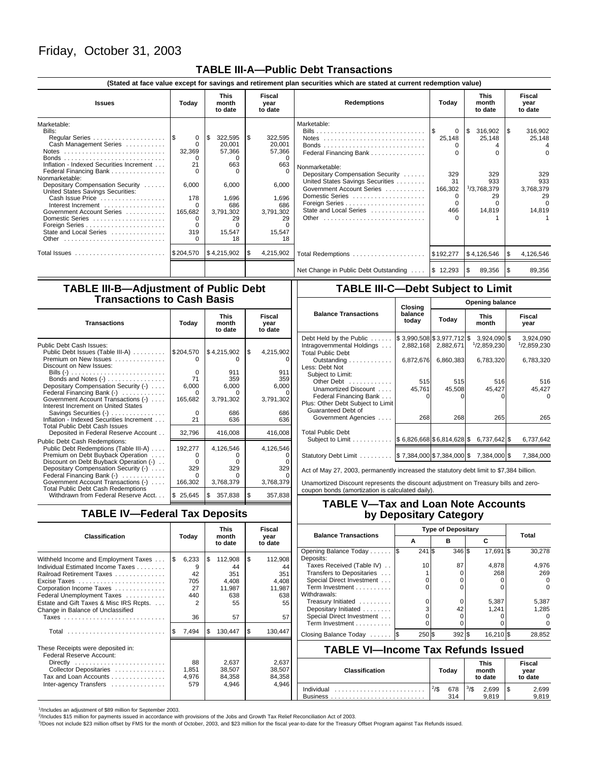# Friday, October 31, 2003

## TABLE III-A—Public Debt Transactions

(Stated at face value except for savings and retirement plan securities which are stated at current redemption value)

| Issues | Today | This month to date | Fiscal year to date | Redemptions | Today | This month to date | Fiscal year to date |
|---|---|---|---|---|---|---|---|
| Marketable: | | | | Marketable: | | | |
| Bills: | | | | Bills | $ 0 | $ 316,902 | $ 316,902 |
| Regular Series | $ 0 | $ 322,595 | $ 322,595 | Notes | 25,148 | 25,148 | 25,148 |
| Cash Management Series | 0 | 20,001 | 20,001 | Bonds | 0 | 4 | 4 |
| Notes | 32,369 | 57,366 | 57,366 | Federal Financing Bank | 0 | 0 | 0 |
| Bonds | 0 | 0 | 0 | | | | |
| Inflation - Indexed Securities Increment | 21 | 663 | 663 | Nonmarketable: | | | |
| Federal Financing Bank | 0 | 0 | 0 | Depositary Compensation Security | 329 | 329 | 329 |
| Nonmarketable: | | | | United States Savings Securities | 31 | 933 | 933 |
| Depositary Compensation Security | 6,000 | 6,000 | 6,000 | Government Account Series | 166,302 | [1]3,768,379 | 3,768,379 |
| United States Savings Securities: | | | | Domestic Series | 0 | 29 | 29 |
| Cash Issue Price | 178 | 1,696 | 1,696 | Foreign Series | 0 | 0 | 0 |
| Interest Increment | 0 | 686 | 686 | State and Local Series | 466 | 14,819 | 14,819 |
| Government Account Series | 165,682 | 3,791,302 | 3,791,302 | Other | 0 | 1 | 1 |
| Domestic Series | 0 | 29 | 29 | | | | |
| Foreign Series | 0 | 0 | 0 | | | | |
| State and Local Series | 319 | 15,547 | 15,547 | | | | |
| Other | 0 | 18 | 18 | | | | |
| Total Issues | $204,570 | $4,215,902 | $ 4,215,902 | Total Redemptions | $192,277 | $4,126,546 | $ 4,126,546 |
| | | | | Net Change in Public Debt Outstanding | $ 12,293 | $ 89,356 | $ 89,356 |

## TABLE III-B—Adjustment of Public Debt Transactions to Cash Basis

| Transactions | Today | This month to date | Fiscal year to date |
|---|---|---|---|
| Public Debt Cash Issues: | | | |
| Public Debt Issues (Table III-A) | $204,570 | $4,215,902 | $ 4,215,902 |
| Premium on New Issues | 0 | 0 | 0 |
| Discount on New Issues: | | | |
| Bills (-) | 0 | 911 | 911 |
| Bonds and Notes (-) | 71 | 359 | 359 |
| Depositary Compensation Security (-) | 6,000 | 6,000 | 6,000 |
| Federal Financing Bank (-) | 0 | 0 | 0 |
| Government Account Transactions (-) | 165,682 | 3,791,302 | 3,791,302 |
| Interest Increment on United States Savings Securities (-) | 0 | 686 | 686 |
| Inflation - Indexed Securities Increment | 21 | 636 | 636 |
| Total Public Debt Cash Issues Deposited in Federal Reserve Account | 32,796 | 416,008 | 416,008 |
| Public Debt Cash Redemptions: | | | |
| Public Debt Redemptions (Table III-A) | 192,277 | 4,126,546 | 4,126,546 |
| Premium on Debt Buyback Operation | 0 | 0 | 0 |
| Discount on Debt Buyback Operation (-) | 0 | 0 | 0 |
| Depositary Compensation Security (-) | 329 | 329 | 329 |
| Federal Financing Bank (-) | 0 | 0 | 0 |
| Government Account Transactions (-) | 166,302 | 3,768,379 | 3,768,379 |
| Total Public Debt Cash Redemptions Withdrawn from Federal Reserve Acct. | $ 25,645 | $ 357,838 | $ 357,838 |

## TABLE III-C—Debt Subject to Limit

| Balance Transactions | Closing balance today | Opening balance | | |
|---|---|---|---|---|
| | | Today | This month | Fiscal year |
| Debt Held by the Public | $ 3,990,508 | $ 3,977,712 | $ 3,924,090 | $ 3,924,090 |
| Intragovernmental Holdings | 2,882,168 | 2,882,671 | [1]2,859,230 | [1]2,859,230 |
| Total Public Debt Outstanding | 6,872,676 | 6,860,383 | 6,783,320 | 6,783,320 |
| Less: Debt Not Subject to Limit: | | | | |
| Other Debt | 515 | 515 | 516 | 516 |
| Unamortized Discount | 45,761 | 45,508 | 45,427 | 45,427 |
| Federal Financing Bank | 0 | 0 | 0 | 0 |
| Plus: Other Debt Subject to Limit Guaranteed Debt of Government Agencies | 268 | 268 | 265 | 265 |
| Total Public Debt Subject to Limit | $ 6,826,668 | $ 6,814,628 | $ 6,737,642 | $ 6,737,642 |
| Statutory Debt Limit | $ 7,384,000 | $ 7,384,000 | $ 7,384,000 | $ 7,384,000 |

Act of May 27, 2003, permanently increased the statutory debt limit to $7,384 billion.

Unamortized Discount represents the discount adjustment on Treasury bills and zero-coupon bonds (amortization is calculated daily).

## TABLE IV—Federal Tax Deposits

| Classification | Today | This month to date | Fiscal year to date |
|---|---|---|---|
| Withheld Income and Employment Taxes | $ 6,233 | $ 112,908 | $ 112,908 |
| Individual Estimated Income Taxes | 9 | 44 | 44 |
| Railroad Retirement Taxes | 42 | 351 | 351 |
| Excise Taxes | 705 | 4,408 | 4,408 |
| Corporation Income Taxes | 27 | 11,987 | 11,987 |
| Federal Unemployment Taxes | 440 | 638 | 638 |
| Estate and Gift Taxes & Misc IRS Rcpts. | 2 | 55 | 55 |
| Change in Balance of Unclassified Taxes | 36 | 57 | 57 |
| Total | $ 7,494 | $ 130,447 | $ 130,447 |
| These Receipts were deposited in: | | | |
| Federal Reserve Account: | | | |
| Directly | 88 | 2,637 | 2,637 |
| Collector Depositaries | 1,851 | 38,507 | 38,507 |
| Tax and Loan Accounts | 4,976 | 84,358 | 84,358 |
| Inter-agency Transfers | 579 | 4,946 | 4,946 |

## TABLE V—Tax and Loan Note Accounts by Depositary Category

| Balance Transactions | Type of Depositary | | | Total |
|---|---|---|---|---|
| | A | B | C | |
| Opening Balance Today | $ 241 | $ 346 | $ 17,691 | $ 30,278 |
| Deposits: | | | | |
| Taxes Received (Table IV) | 10 | 87 | 4,878 | 4,976 |
| Transfers to Depositaries | 1 | 0 | 268 | 269 |
| Special Direct Investment | 0 | 0 | 0 | 0 |
| Term Investment | 0 | 0 | 0 | 0 |
| Withdrawals: | | | | |
| Treasury Initiated | 0 | 0 | 5,387 | 5,387 |
| Depositary Initiated | 3 | 42 | 1,241 | 1,285 |
| Special Direct Investment | 0 | 0 | 0 | 0 |
| Term Investment | 0 | 0 | 0 | 0 |
| Closing Balance Today | $ 250 | $ 392 | $ 16,210 | $ 28,852 |

## TABLE VI—Income Tax Refunds Issued

| Classification | Today | This month to date | Fiscal year to date |
|---|---|---|---|
| Individual | [2]$ 678 | [3]$ 2,699 | $ 2,699 |
| Business | 314 | 9,819 | 9,819 |

[1]Includes an adjustment of $89 million for September 2003.

[2]Includes $15 million for payments issued in accordance with provisions of the Jobs and Growth Tax Relief Reconciliation Act of 2003.

[3]Does not include $23 million offset by FMS for the month of October, 2003, and $23 million for the fiscal year-to-date for the Treasury Offset Program against Tax Refunds issued.